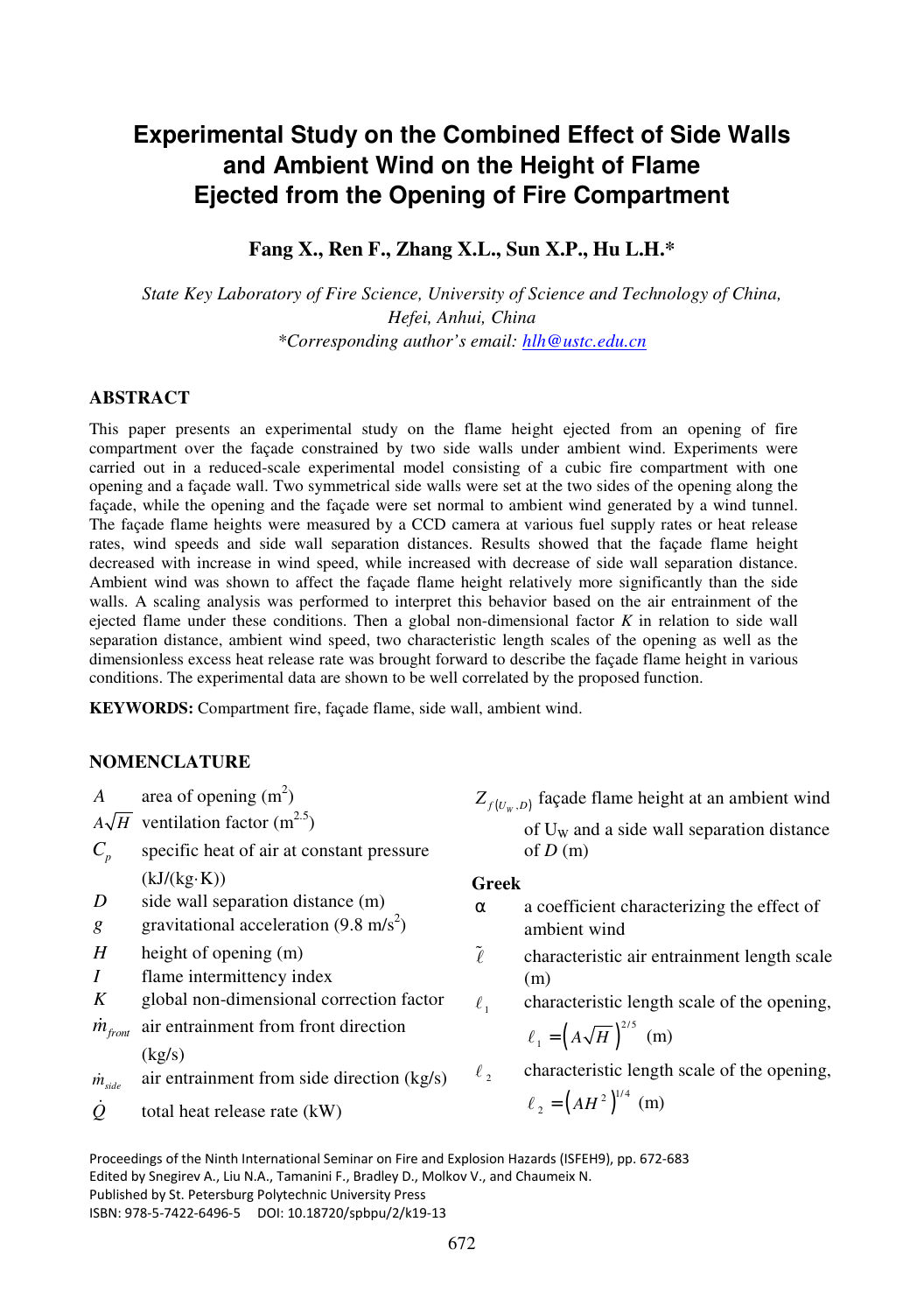# Experimental Study on the Combined Effect of Side Walls and Ambient Wind on the Height of Flame Ejected from the Opening of Fire Compartment

**Fang X., Ren F., Zhang X.L., Sun X.P., Hu L.H.***

*State Key Laboratory of Fire Science, University of Science and Technology of China, Hefei, Anhui, China*
*\*Corresponding author's email: hlh@ustc.edu.cn*

## ABSTRACT

This paper presents an experimental study on the flame height ejected from an opening of fire compartment over the façade constrained by two side walls under ambient wind. Experiments were carried out in a reduced-scale experimental model consisting of a cubic fire compartment with one opening and a façade wall. Two symmetrical side walls were set at the two sides of the opening along the façade, while the opening and the façade were set normal to ambient wind generated by a wind tunnel. The façade flame heights were measured by a CCD camera at various fuel supply rates or heat release rates, wind speeds and side wall separation distances. Results showed that the façade flame height decreased with increase in wind speed, while increased with decrease of side wall separation distance. Ambient wind was shown to affect the façade flame height relatively more significantly than the side walls. A scaling analysis was performed to interpret this behavior based on the air entrainment of the ejected flame under these conditions. Then a global non-dimensional factor $K$ in relation to side wall separation distance, ambient wind speed, two characteristic length scales of the opening as well as the dimensionless excess heat release rate was brought forward to describe the façade flame height in various conditions. The experimental data are shown to be well correlated by the proposed function.

**KEYWORDS:** Compartment fire, façade flame, side wall, ambient wind.

## NOMENCLATURE

- $A$ — area of opening ($m^2$)
- $A\sqrt{H}$ — ventilation factor ($m^{2.5}$)
- $C_p$ — specific heat of air at constant pressure (kJ/(kg·K))
- $D$ — side wall separation distance (m)
- $g$ — gravitational acceleration (9.8 $m/s^2$)
- $H$ — height of opening (m)
- $I$ — flame intermittency index
- $K$ — global non-dimensional correction factor
- $\dot{m}_{front}$ — air entrainment from front direction (kg/s)
- $\dot{m}_{side}$ — air entrainment from side direction (kg/s)
- $\dot{Q}$ — total heat release rate (kW)
- $Z_{f(U_W,D)}$ — façade flame height at an ambient wind of $U_W$ and a side wall separation distance of $D$ (m)

**Greek**

- $\alpha$ — a coefficient characterizing the effect of ambient wind
- $\tilde{\ell}$ — characteristic air entrainment length scale (m)
- $\ell_1$ — characteristic length scale of the opening, $\ell_1 = \left(A\sqrt{H}\right)^{2/5}$ (m)
- $\ell_2$ — characteristic length scale of the opening, $\ell_2 = \left(AH^2\right)^{1/4}$ (m)

Proceedings of the Ninth International Seminar on Fire and Explosion Hazards (ISFEH9), pp. 672-683
Edited by Snegirev A., Liu N.A., Tamanini F., Bradley D., Molkov V., and Chaumeix N.
Published by St. Petersburg Polytechnic University Press
ISBN: 978-5-7422-6496-5 DOI: 10.18720/spbpu/2/k19-13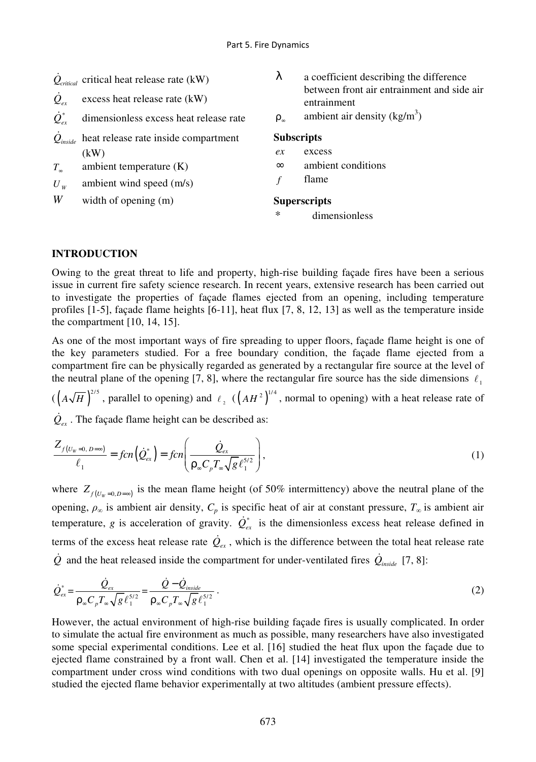$\dot{Q}_{critical}$ critical heat release rate (kW)

$\dot{Q}_{ex}$ excess heat release rate (kW)

$\dot{Q}_{ex}^{*}$ dimensionless excess heat release rate

$\dot{Q}_{inside}$ heat release rate inside compartment (kW)

$T_{\infty}$ ambient temperature (K)

$U_{W}$ ambient wind speed (m/s)

$W$ width of opening (m)

$\lambda$ a coefficient describing the difference between front air entrainment and side air entrainment

$\rho_{\infty}$ ambient air density (kg/m$^3$)

**Subscripts**

*ex* excess

$\infty$ ambient conditions

*f* flame

**Superscripts**

\* dimensionless

## INTRODUCTION

Owing to the great threat to life and property, high-rise building façade fires have been a serious issue in current fire safety science research. In recent years, extensive research has been carried out to investigate the properties of façade flames ejected from an opening, including temperature profiles [1-5], façade flame heights [6-11], heat flux [7, 8, 12, 13] as well as the temperature inside the compartment [10, 14, 15].

As one of the most important ways of fire spreading to upper floors, façade flame height is one of the key parameters studied. For a free boundary condition, the façade flame ejected from a compartment fire can be physically regarded as generated by a rectangular fire source at the level of the neutral plane of the opening [7, 8], where the rectangular fire source has the side dimensions $\ell_1$ ($\left(A\sqrt{H}\right)^{2/5}$, parallel to opening) and $\ell_2$ ($\left(AH^2\right)^{1/4}$, normal to opening) with a heat release rate of $\dot{Q}_{ex}$. The façade flame height can be described as:

$$\frac{Z_{f(U_W=0,\,D=\infty)}}{\ell_1} = fcn\left(\dot{Q}_{ex}^{*}\right) = fcn\left(\frac{\dot{Q}_{ex}}{\rho_{\infty} C_p T_{\infty} \sqrt{g}\,\ell_1^{5/2}}\right), \tag{1}$$

where $Z_{f(U_W=0,D=\infty)}$ is the mean flame height (of 50% intermittency) above the neutral plane of the opening, $\rho_{\infty}$ is ambient air density, $C_p$ is specific heat of air at constant pressure, $T_{\infty}$ is ambient air temperature, $g$ is acceleration of gravity. $\dot{Q}_{ex}^{*}$ is the dimensionless excess heat release defined in terms of the excess heat release rate $\dot{Q}_{ex}$, which is the difference between the total heat release rate $\dot{Q}$ and the heat released inside the compartment for under-ventilated fires $\dot{Q}_{inside}$ [7, 8]:

$$\dot{Q}_{ex}^{*} = \frac{\dot{Q}_{ex}}{\rho_{\infty} C_p T_{\infty} \sqrt{g}\,\ell_1^{5/2}} = \frac{\dot{Q} - \dot{Q}_{inside}}{\rho_{\infty} C_p T_{\infty} \sqrt{g}\,\ell_1^{5/2}}\,. \tag{2}$$

However, the actual environment of high-rise building façade fires is usually complicated. In order to simulate the actual fire environment as much as possible, many researchers have also investigated some special experimental conditions. Lee et al. [16] studied the heat flux upon the façade due to ejected flame constrained by a front wall. Chen et al. [14] investigated the temperature inside the compartment under cross wind conditions with two dual openings on opposite walls. Hu et al. [9] studied the ejected flame behavior experimentally at two altitudes (ambient pressure effects).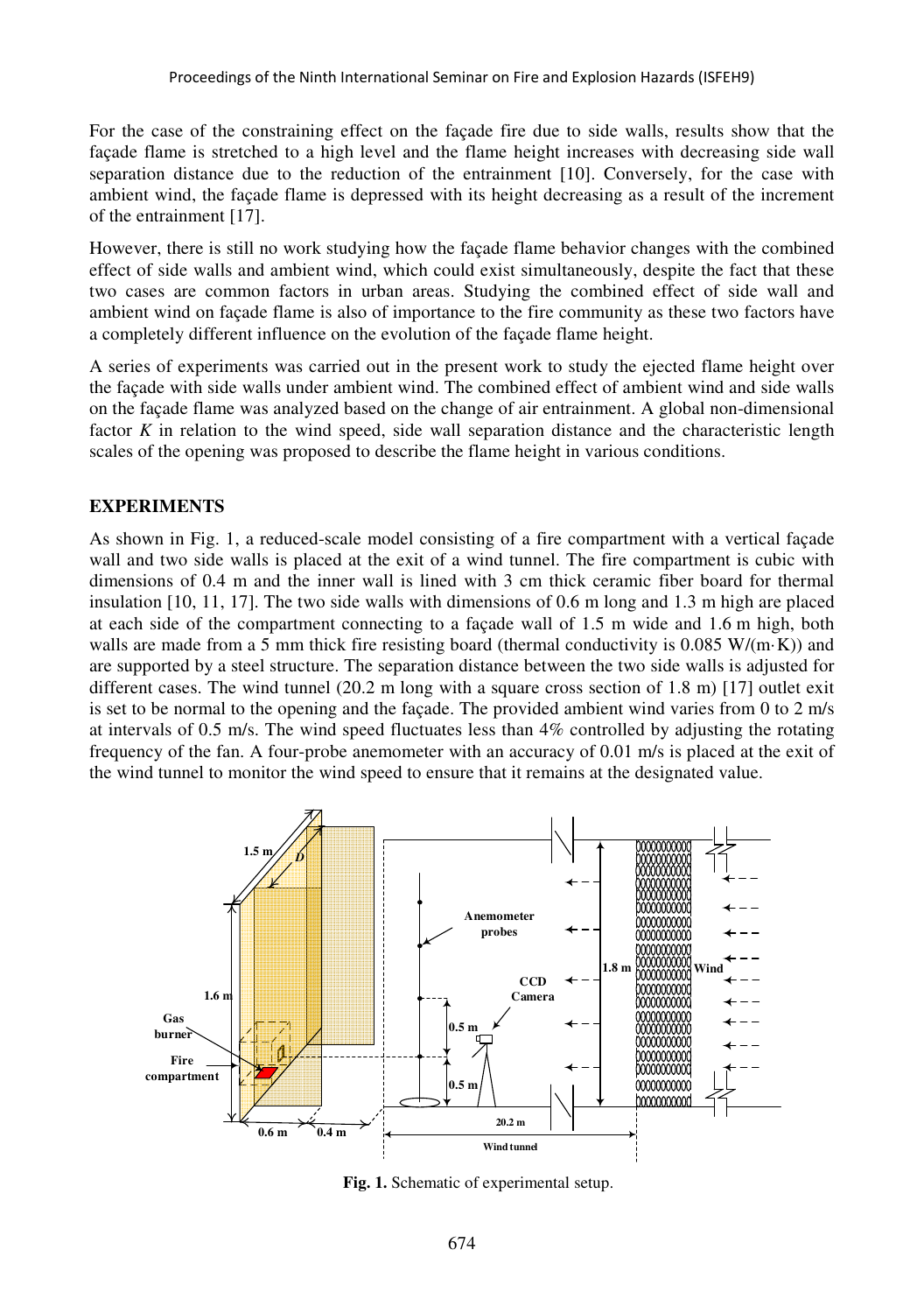For the case of the constraining effect on the façade fire due to side walls, results show that the façade flame is stretched to a high level and the flame height increases with decreasing side wall separation distance due to the reduction of the entrainment [10]. Conversely, for the case with ambient wind, the façade flame is depressed with its height decreasing as a result of the increment of the entrainment [17].

However, there is still no work studying how the façade flame behavior changes with the combined effect of side walls and ambient wind, which could exist simultaneously, despite the fact that these two cases are common factors in urban areas. Studying the combined effect of side wall and ambient wind on façade flame is also of importance to the fire community as these two factors have a completely different influence on the evolution of the façade flame height.

A series of experiments was carried out in the present work to study the ejected flame height over the façade with side walls under ambient wind. The combined effect of ambient wind and side walls on the façade flame was analyzed based on the change of air entrainment. A global non-dimensional factor $K$ in relation to the wind speed, side wall separation distance and the characteristic length scales of the opening was proposed to describe the flame height in various conditions.

## EXPERIMENTS

As shown in Fig. 1, a reduced-scale model consisting of a fire compartment with a vertical façade wall and two side walls is placed at the exit of a wind tunnel. The fire compartment is cubic with dimensions of 0.4 m and the inner wall is lined with 3 cm thick ceramic fiber board for thermal insulation [10, 11, 17]. The two side walls with dimensions of 0.6 m long and 1.3 m high are placed at each side of the compartment connecting to a façade wall of 1.5 m wide and 1.6 m high, both walls are made from a 5 mm thick fire resisting board (thermal conductivity is 0.085 W/(m·K)) and are supported by a steel structure. The separation distance between the two side walls is adjusted for different cases. The wind tunnel (20.2 m long with a square cross section of 1.8 m) [17] outlet exit is set to be normal to the opening and the façade. The provided ambient wind varies from 0 to 2 m/s at intervals of 0.5 m/s. The wind speed fluctuates less than 4% controlled by adjusting the rotating frequency of the fan. A four-probe anemometer with an accuracy of 0.01 m/s is placed at the exit of the wind tunnel to monitor the wind speed to ensure that it remains at the designated value.

**Fig. 1.** Schematic of experimental setup.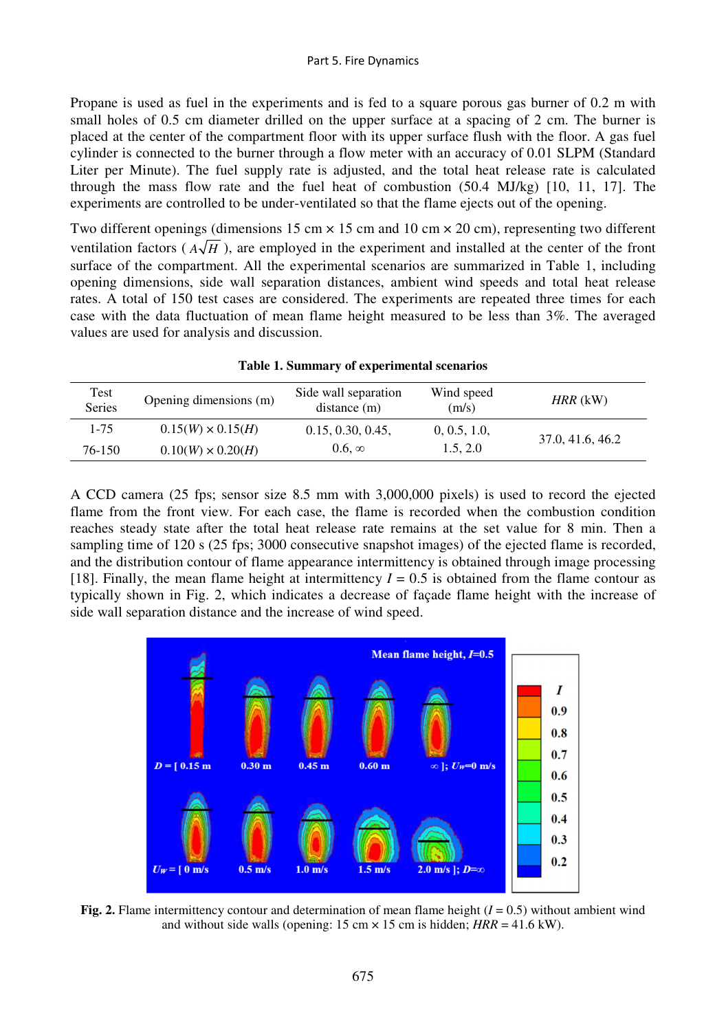Propane is used as fuel in the experiments and is fed to a square porous gas burner of 0.2 m with small holes of 0.5 cm diameter drilled on the upper surface at a spacing of 2 cm. The burner is placed at the center of the compartment floor with its upper surface flush with the floor. A gas fuel cylinder is connected to the burner through a flow meter with an accuracy of 0.01 SLPM (Standard Liter per Minute). The fuel supply rate is adjusted, and the total heat release rate is calculated through the mass flow rate and the fuel heat of combustion (50.4 MJ/kg) [10, 11, 17]. The experiments are controlled to be under-ventilated so that the flame ejects out of the opening.

Two different openings (dimensions 15 cm × 15 cm and 10 cm × 20 cm), representing two different ventilation factors ( $A\sqrt{H}$ ), are employed in the experiment and installed at the center of the front surface of the compartment. All the experimental scenarios are summarized in Table 1, including opening dimensions, side wall separation distances, ambient wind speeds and total heat release rates. A total of 150 test cases are considered. The experiments are repeated three times for each case with the data fluctuation of mean flame height measured to be less than 3%. The averaged values are used for analysis and discussion.

**Table 1. Summary of experimental scenarios**

| Test Series | Opening dimensions (m) | Side wall separation distance (m) | Wind speed (m/s) | *HRR* (kW) |
|---|---|---|---|---|
| 1-75 | 0.15(*W*) × 0.15(*H*) | 0.15, 0.30, 0.45, | 0, 0.5, 1.0, | 37.0, 41.6, 46.2 |
| 76-150 | 0.10(*W*) × 0.20(*H*) | 0.6, ∞ | 1.5, 2.0 | |

A CCD camera (25 fps; sensor size 8.5 mm with 3,000,000 pixels) is used to record the ejected flame from the front view. For each case, the flame is recorded when the combustion condition reaches steady state after the total heat release rate remains at the set value for 8 min. Then a sampling time of 120 s (25 fps; 3000 consecutive snapshot images) of the ejected flame is recorded, and the distribution contour of flame appearance intermittency is obtained through image processing [18]. Finally, the mean flame height at intermittency $I = 0.5$ is obtained from the flame contour as typically shown in Fig. 2, which indicates a decrease of façade flame height with the increase of side wall separation distance and the increase of wind speed.

**Fig. 2.** Flame intermittency contour and determination of mean flame height ($I = 0.5$) without ambient wind and without side walls (opening: 15 cm × 15 cm is hidden; *HRR* = 41.6 kW).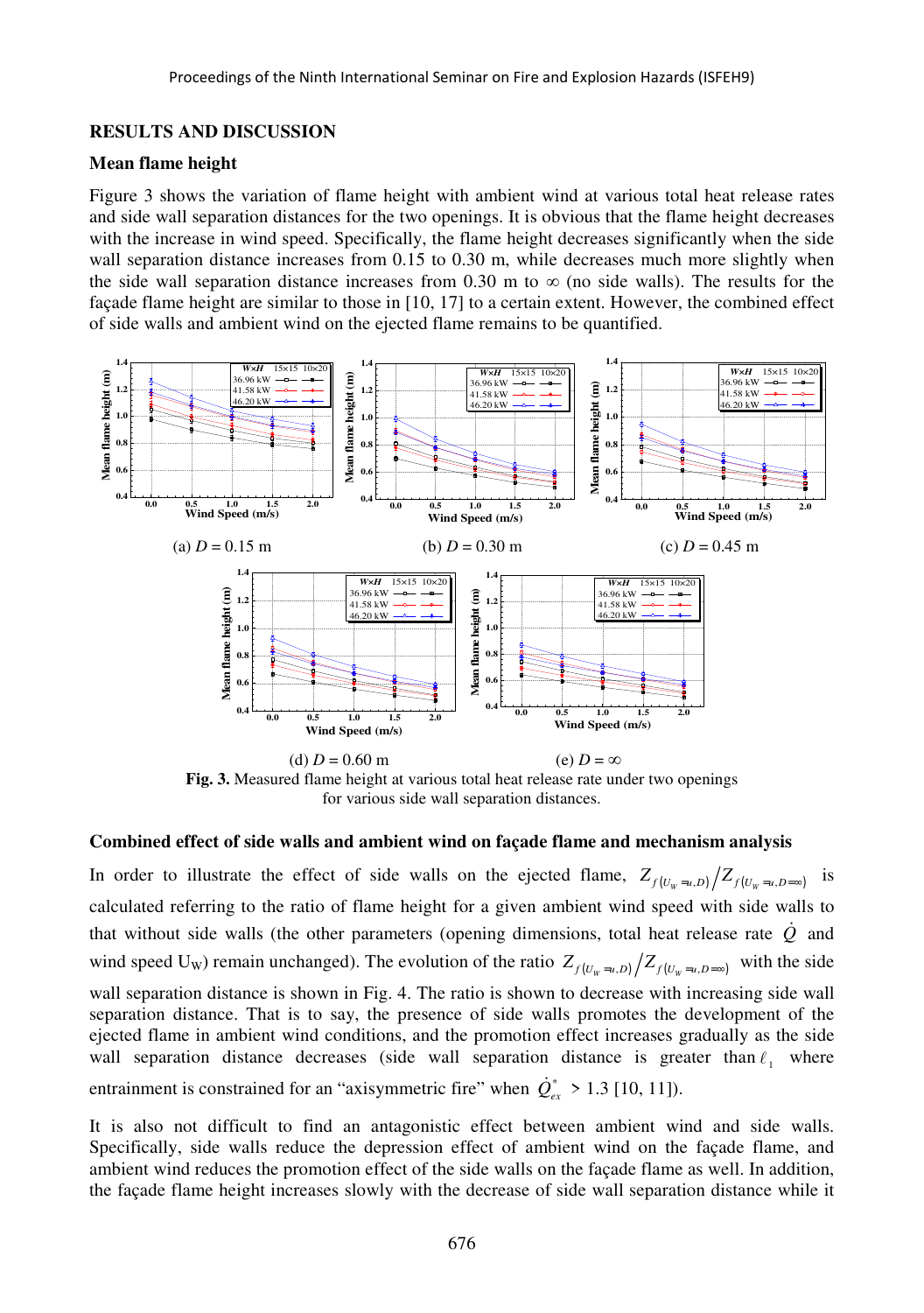## RESULTS AND DISCUSSION

### Mean flame height

Figure 3 shows the variation of flame height with ambient wind at various total heat release rates and side wall separation distances for the two openings. It is obvious that the flame height decreases with the increase in wind speed. Specifically, the flame height decreases significantly when the side wall separation distance increases from 0.15 to 0.30 m, while decreases much more slightly when the side wall separation distance increases from 0.30 m to ∞ (no side walls). The results for the façade flame height are similar to those in [10, 17] to a certain extent. However, the combined effect of side walls and ambient wind on the ejected flame remains to be quantified.

(a) $D$ = 0.15 m (b) $D$ = 0.30 m (c) $D$ = 0.45 m

(d) $D$ = 0.60 m (e) $D = \infty$

**Fig. 3.** Measured flame height at various total heat release rate under two openings for various side wall separation distances.

### Combined effect of side walls and ambient wind on façade flame and mechanism analysis

In order to illustrate the effect of side walls on the ejected flame, $Z_{f(U_W=u,D)}/Z_{f(U_W=u,D=\infty)}$ is calculated referring to the ratio of flame height for a given ambient wind speed with side walls to that without side walls (the other parameters (opening dimensions, total heat release rate $\dot{Q}$ and wind speed $U_W$) remain unchanged). The evolution of the ratio $Z_{f(U_W=u,D)}/Z_{f(U_W=u,D=\infty)}$ with the side wall separation distance is shown in Fig. 4. The ratio is shown to decrease with increasing side wall separation distance. That is to say, the presence of side walls promotes the development of the ejected flame in ambient wind conditions, and the promotion effect increases gradually as the side wall separation distance decreases (side wall separation distance is greater than $\ell_1$ where entrainment is constrained for an "axisymmetric fire" when $\dot{Q}^*_{ex} > 1.3$ [10, 11]).

It is also not difficult to find an antagonistic effect between ambient wind and side walls. Specifically, side walls reduce the depression effect of ambient wind on the façade flame, and ambient wind reduces the promotion effect of the side walls on the façade flame as well. In addition, the façade flame height increases slowly with the decrease of side wall separation distance while it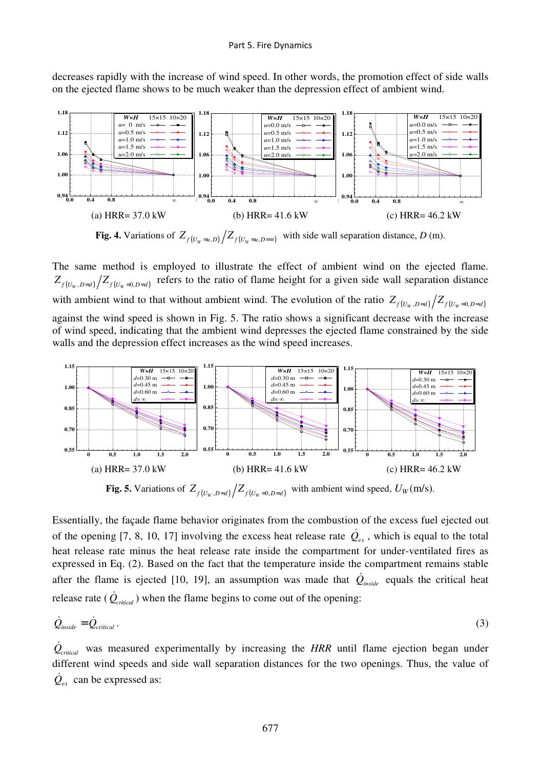decreases rapidly with the increase of wind speed. In other words, the promotion effect of side walls on the ejected flame shows to be much weaker than the depression effect of ambient wind.

(a) HRR= 37.0 kW (b) HRR= 41.6 kW (c) HRR= 46.2 kW

**Fig. 4.** Variations of $Z_{f(U_W=u,D)}/Z_{f(U_W=u,D=\infty)}$ with side wall separation distance, $D$ (m).

The same method is employed to illustrate the effect of ambient wind on the ejected flame. $Z_{f(U_W,D=d)}/Z_{f(U_W=0,D=d)}$ refers to the ratio of flame height for a given side wall separation distance with ambient wind to that without ambient wind. The evolution of the ratio $Z_{f(U_W,D=d)}/Z_{f(U_W=0,D=d)}$ against the wind speed is shown in Fig. 5. The ratio shows a significant decrease with the increase of wind speed, indicating that the ambient wind depresses the ejected flame constrained by the side walls and the depression effect increases as the wind speed increases.

(a) HRR= 37.0 kW (b) HRR= 41.6 kW (c) HRR= 46.2 kW

**Fig. 5.** Variations of $Z_{f(U_W,D=d)}/Z_{f(U_W=0,D=d)}$ with ambient wind speed, $U_W$ (m/s).

Essentially, the façade flame behavior originates from the combustion of the excess fuel ejected out of the opening [7, 8, 10, 17] involving the excess heat release rate $\dot{Q}_{ex}$, which is equal to the total heat release rate minus the heat release rate inside the compartment for under-ventilated fires as expressed in Eq. (2). Based on the fact that the temperature inside the compartment remains stable after the flame is ejected [10, 19], an assumption was made that $\dot{Q}_{inside}$ equals the critical heat release rate ($\dot{Q}_{critical}$) when the flame begins to come out of the opening:

$$\dot{Q}_{inside} = \dot{Q}_{critical}. \tag{3}$$

$\dot{Q}_{critical}$ was measured experimentally by increasing the *HRR* until flame ejection began under different wind speeds and side wall separation distances for the two openings. Thus, the value of $\dot{Q}_{ex}$ can be expressed as: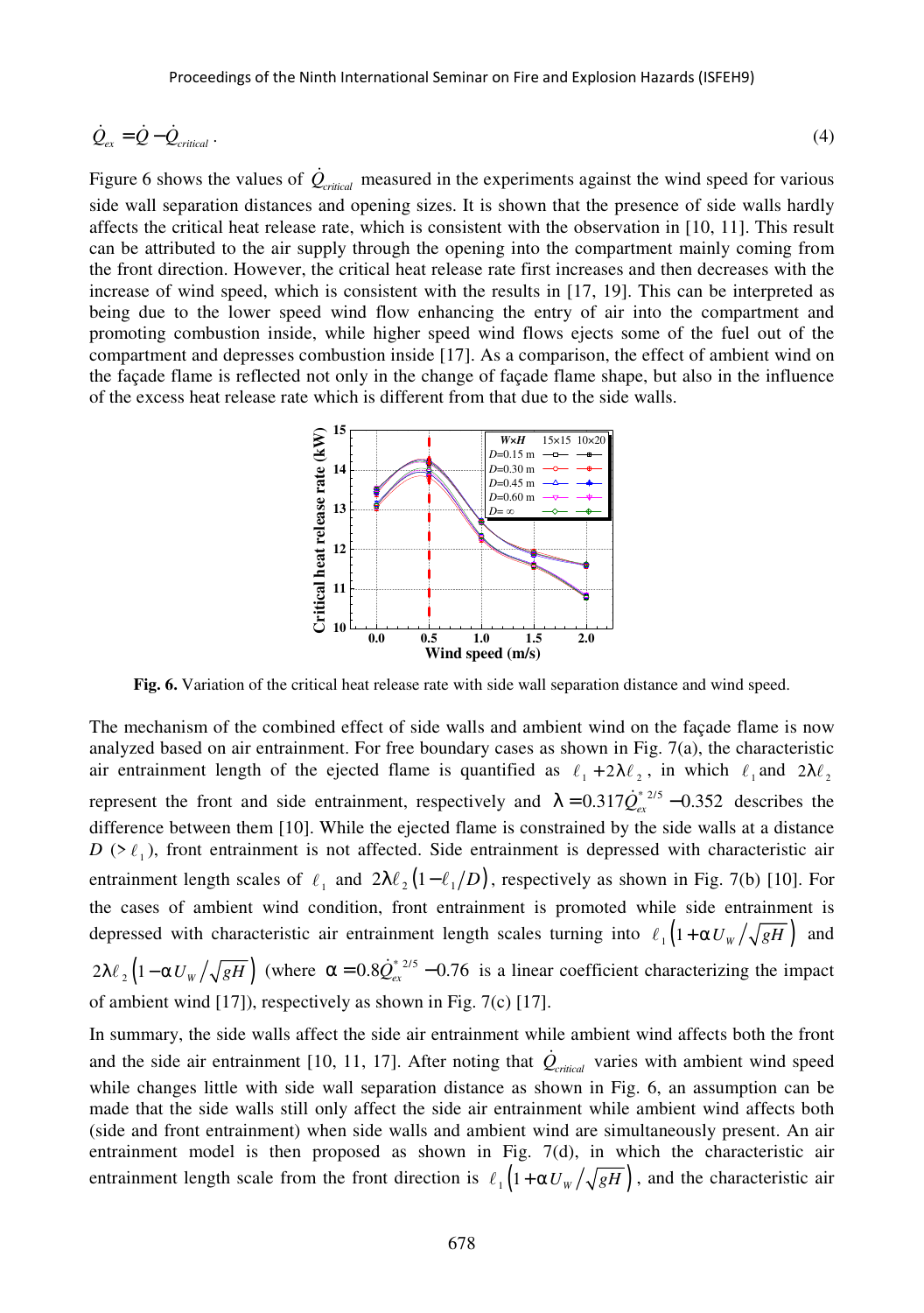$$\dot{Q}_{ex} = \dot{Q} - \dot{Q}_{critical} . \tag{4}$$

Figure 6 shows the values of $\dot{Q}_{critical}$ measured in the experiments against the wind speed for various side wall separation distances and opening sizes. It is shown that the presence of side walls hardly affects the critical heat release rate, which is consistent with the observation in [10, 11]. This result can be attributed to the air supply through the opening into the compartment mainly coming from the front direction. However, the critical heat release rate first increases and then decreases with the increase of wind speed, which is consistent with the results in [17, 19]. This can be interpreted as being due to the lower speed wind flow enhancing the entry of air into the compartment and promoting combustion inside, while higher speed wind flows ejects some of the fuel out of the compartment and depresses combustion inside [17]. As a comparison, the effect of ambient wind on the façade flame is reflected not only in the change of façade flame shape, but also in the influence of the excess heat release rate which is different from that due to the side walls.

**Fig. 6.** Variation of the critical heat release rate with side wall separation distance and wind speed.

The mechanism of the combined effect of side walls and ambient wind on the façade flame is now analyzed based on air entrainment. For free boundary cases as shown in Fig. 7(a), the characteristic air entrainment length of the ejected flame is quantified as $\ell_1 + 2\lambda\ell_2$, in which $\ell_1$ and $2\lambda\ell_2$ represent the front and side entrainment, respectively and $\lambda = 0.317\dot{Q}_{ex}^{*\,2/5} - 0.352$ describes the difference between them [10]. While the ejected flame is constrained by the side walls at a distance $D$ ($> \ell_1$), front entrainment is not affected. Side entrainment is depressed with characteristic air entrainment length scales of $\ell_1$ and $2\lambda\ell_2\left(1-\ell_1/D\right)$, respectively as shown in Fig. 7(b) [10]. For the cases of ambient wind condition, front entrainment is promoted while side entrainment is depressed with characteristic air entrainment length scales turning into $\ell_1\left(1+\alpha U_W/\sqrt{gH}\right)$ and $2\lambda\ell_2\left(1-\alpha U_W/\sqrt{gH}\right)$ (where $\alpha = 0.8\dot{Q}_{ex}^{*\,2/5} - 0.76$ is a linear coefficient characterizing the impact of ambient wind [17]), respectively as shown in Fig. 7(c) [17].

In summary, the side walls affect the side air entrainment while ambient wind affects both the front and the side air entrainment [10, 11, 17]. After noting that $\dot{Q}_{critical}$ varies with ambient wind speed while changes little with side wall separation distance as shown in Fig. 6, an assumption can be made that the side walls still only affect the side air entrainment while ambient wind affects both (side and front entrainment) when side walls and ambient wind are simultaneously present. An air entrainment model is then proposed as shown in Fig. 7(d), in which the characteristic air entrainment length scale from the front direction is $\ell_1\left(1+\alpha U_W/\sqrt{gH}\right)$, and the characteristic air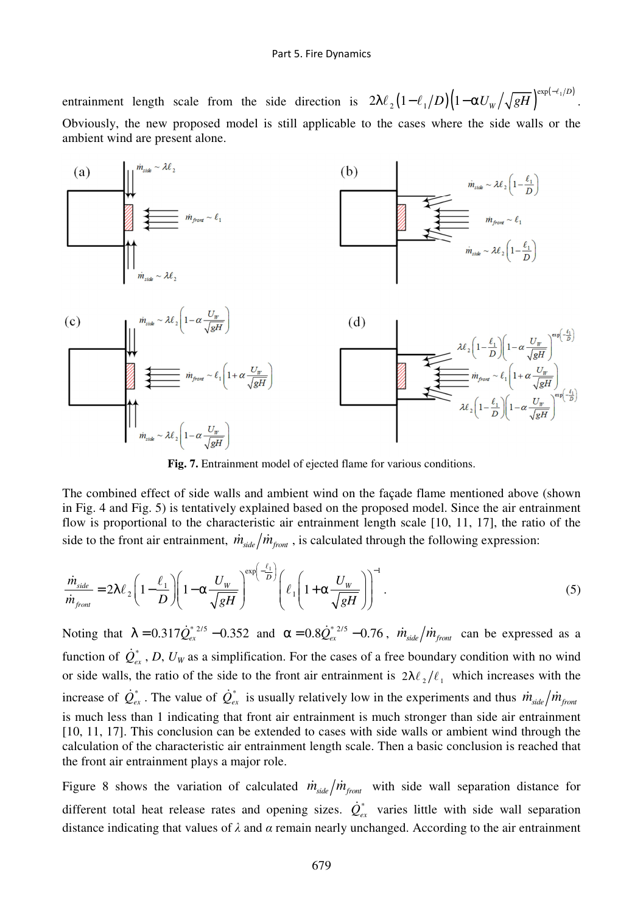entrainment length scale from the side direction is $2\lambda\ell_2\left(1-\ell_1/D\right)\left(1-\alpha U_W/\sqrt{gH}\right)^{\exp(-\ell_1/D)}$. Obviously, the new proposed model is still applicable to the cases where the side walls or the ambient wind are present alone.

**Fig. 7.** Entrainment model of ejected flame for various conditions.

The combined effect of side walls and ambient wind on the façade flame mentioned above (shown in Fig. 4 and Fig. 5) is tentatively explained based on the proposed model. Since the air entrainment flow is proportional to the characteristic air entrainment length scale [10, 11, 17], the ratio of the side to the front air entrainment, $\dot{m}_{side}/\dot{m}_{front}$, is calculated through the following expression:

$$\frac{\dot{m}_{side}}{\dot{m}_{front}} = 2\lambda\ell_2\left(1-\frac{\ell_1}{D}\right)\left(1-\alpha\frac{U_W}{\sqrt{gH}}\right)^{\exp\left(-\frac{\ell_1}{D}\right)}\left(\ell_1\left(1+\alpha\frac{U_W}{\sqrt{gH}}\right)\right)^{-1}. \quad (5)$$

Noting that $\lambda = 0.317\dot{Q}_{ex}^{*\,2/5} - 0.352$ and $\alpha = 0.8\dot{Q}_{ex}^{*\,2/5} - 0.76$, $\dot{m}_{side}/\dot{m}_{front}$ can be expressed as a function of $\dot{Q}_{ex}^{*}$, $D$, $U_W$ as a simplification. For the cases of a free boundary condition with no wind or side walls, the ratio of the side to the front air entrainment is $2\lambda\ell_2/\ell_1$ which increases with the increase of $\dot{Q}_{ex}^{*}$. The value of $\dot{Q}_{ex}^{*}$ is usually relatively low in the experiments and thus $\dot{m}_{side}/\dot{m}_{front}$ is much less than 1 indicating that front air entrainment is much stronger than side air entrainment [10, 11, 17]. This conclusion can be extended to cases with side walls or ambient wind through the calculation of the characteristic air entrainment length scale. Then a basic conclusion is reached that the front air entrainment plays a major role.

Figure 8 shows the variation of calculated $\dot{m}_{side}/\dot{m}_{front}$ with side wall separation distance for different total heat release rates and opening sizes. $\dot{Q}_{ex}^{*}$ varies little with side wall separation distance indicating that values of $\lambda$ and $\alpha$ remain nearly unchanged. According to the air entrainment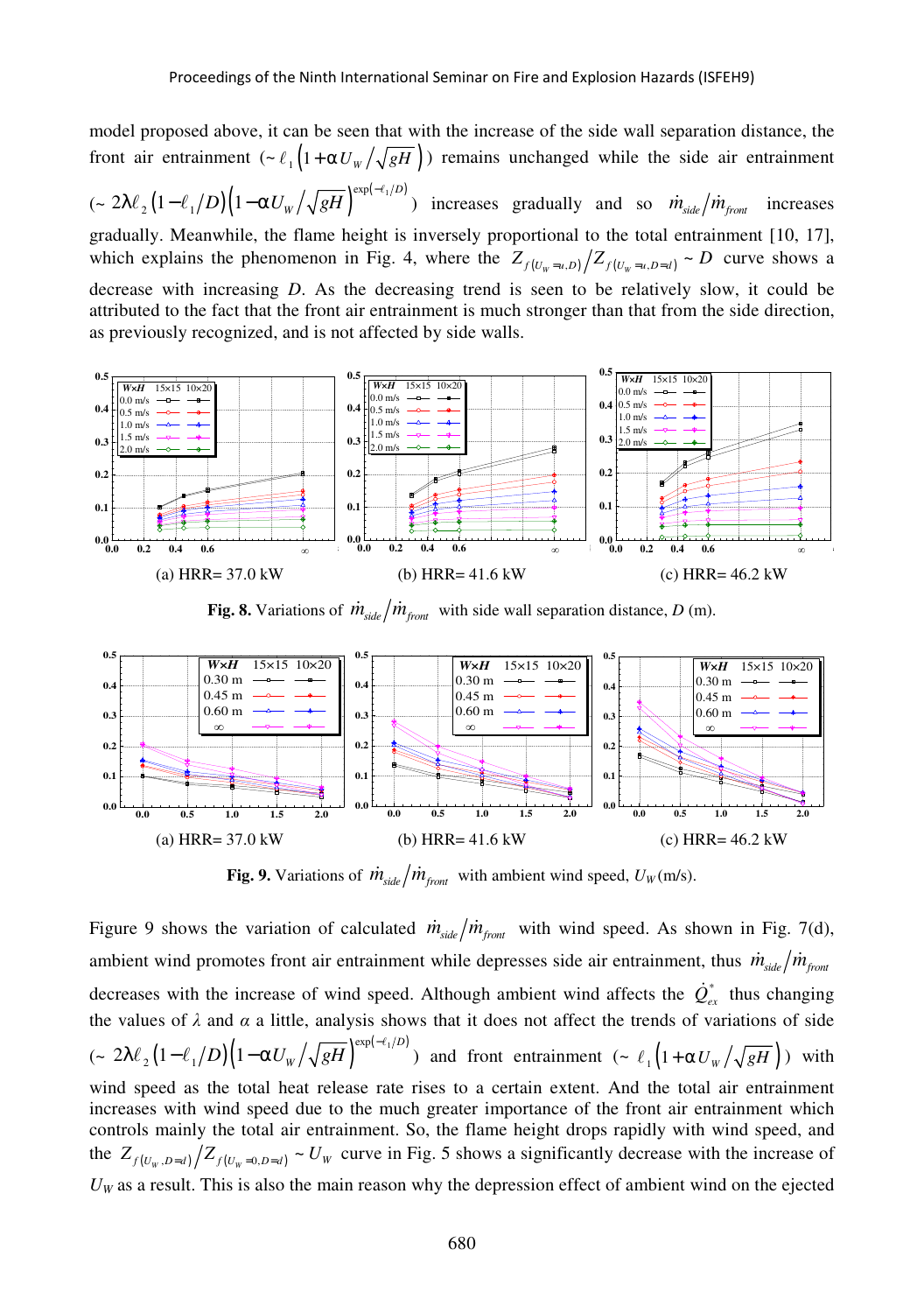model proposed above, it can be seen that with the increase of the side wall separation distance, the front air entrainment ($\sim \ell_1\left(1+\alpha U_W/\sqrt{gH}\right)$) remains unchanged while the side air entrainment ($\sim 2\lambda\ell_2\left(1-\ell_1/D\right)\left(1-\alpha U_W/\sqrt{gH}\right)^{\exp(-\ell_1/D)}$) increases gradually and so $\dot{m}_{side}/\dot{m}_{front}$ increases gradually. Meanwhile, the flame height is inversely proportional to the total entrainment [10, 17], which explains the phenomenon in Fig. 4, where the $Z_{f(U_W=u,D)}/Z_{f(U_W=u,D=d)} \sim D$ curve shows a decrease with increasing $D$. As the decreasing trend is seen to be relatively slow, it could be attributed to the fact that the front air entrainment is much stronger than that from the side direction, as previously recognized, and is not affected by side walls.

(a) HRR= 37.0 kW (b) HRR= 41.6 kW (c) HRR= 46.2 kW

**Fig. 8.** Variations of $\dot{m}_{side}/\dot{m}_{front}$ with side wall separation distance, $D$ (m).

(a) HRR= 37.0 kW (b) HRR= 41.6 kW (c) HRR= 46.2 kW

**Fig. 9.** Variations of $\dot{m}_{side}/\dot{m}_{front}$ with ambient wind speed, $U_W$ (m/s).

Figure 9 shows the variation of calculated $\dot{m}_{side}/\dot{m}_{front}$ with wind speed. As shown in Fig. 7(d), ambient wind promotes front air entrainment while depresses side air entrainment, thus $\dot{m}_{side}/\dot{m}_{front}$ decreases with the increase of wind speed. Although ambient wind affects the $\dot{Q}^*_{ex}$ thus changing the values of $\lambda$ and $\alpha$ a little, analysis shows that it does not affect the trends of variations of side ($\sim 2\lambda\ell_2\left(1-\ell_1/D\right)\left(1-\alpha U_W/\sqrt{gH}\right)^{\exp(-\ell_1/D)}$) and front entrainment ($\sim \ell_1\left(1+\alpha U_W/\sqrt{gH}\right)$) with wind speed as the total heat release rate rises to a certain extent. And the total air entrainment increases with wind speed due to the much greater importance of the front air entrainment which controls mainly the total air entrainment. So, the flame height drops rapidly with wind speed, and the $Z_{f(U_W,D=d)}/Z_{f(U_W=0,D=d)} \sim U_W$ curve in Fig. 5 shows a significantly decrease with the increase of $U_W$ as a result. This is also the main reason why the depression effect of ambient wind on the ejected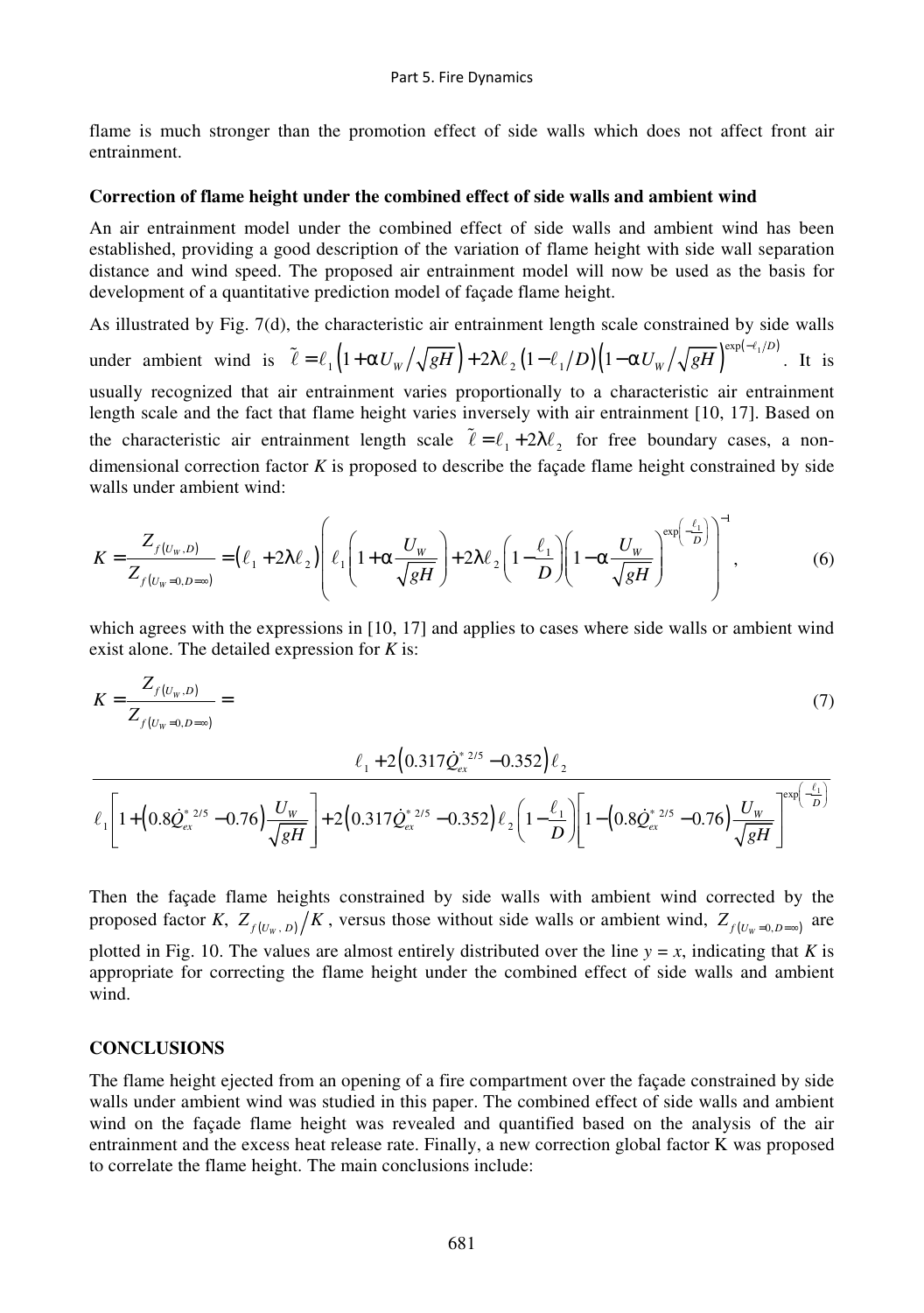flame is much stronger than the promotion effect of side walls which does not affect front air entrainment.

**Correction of flame height under the combined effect of side walls and ambient wind**

An air entrainment model under the combined effect of side walls and ambient wind has been established, providing a good description of the variation of flame height with side wall separation distance and wind speed. The proposed air entrainment model will now be used as the basis for development of a quantitative prediction model of façade flame height.

As illustrated by Fig. 7(d), the characteristic air entrainment length scale constrained by side walls under ambient wind is $\tilde{\ell} = \ell_1\left(1+\alpha U_W/\sqrt{gH}\right) + 2\lambda\ell_2\left(1-\ell_1/D\right)\left(1-\alpha U_W/\sqrt{gH}\right)^{\exp(-\ell_1/D)}$. It is usually recognized that air entrainment varies proportionally to a characteristic air entrainment length scale and the fact that flame height varies inversely with air entrainment [10, 17]. Based on the characteristic air entrainment length scale $\tilde{\ell} = \ell_1 + 2\lambda\ell_2$ for free boundary cases, a non-dimensional correction factor *K* is proposed to describe the façade flame height constrained by side walls under ambient wind:

$$K = \frac{Z_{f(U_W,D)}}{Z_{f(U_W=0,D=\infty)}} = \left(\ell_1 + 2\lambda\ell_2\right)\left(\ell_1\left(1+\alpha\frac{U_W}{\sqrt{gH}}\right) + 2\lambda\ell_2\left(1-\frac{\ell_1}{D}\right)\left(1-\alpha\frac{U_W}{\sqrt{gH}}\right)^{\exp\left(-\frac{\ell_1}{D}\right)}\right)^{-1}, \tag{6}$$

which agrees with the expressions in [10, 17] and applies to cases where side walls or ambient wind exist alone. The detailed expression for *K* is:

$$K = \frac{Z_{f(U_W,D)}}{Z_{f(U_W=0,D=\infty)}} = \tag{7}$$

$$\frac{\ell_1 + 2\left(0.317\dot{Q}_{ex}^{*\,2/5} - 0.352\right)\ell_2}{\ell_1\left[1+\left(0.8\dot{Q}_{ex}^{*\,2/5} - 0.76\right)\frac{U_W}{\sqrt{gH}}\right] + 2\left(0.317\dot{Q}_{ex}^{*\,2/5} - 0.352\right)\ell_2\left(1-\frac{\ell_1}{D}\right)\left[1-\left(0.8\dot{Q}_{ex}^{*\,2/5} - 0.76\right)\frac{U_W}{\sqrt{gH}}\right]^{\exp\left(-\frac{\ell_1}{D}\right)}}$$

Then the façade flame heights constrained by side walls with ambient wind corrected by the proposed factor *K*, $Z_{f(U_W,D)}/K$, versus those without side walls or ambient wind, $Z_{f(U_W=0,D=\infty)}$ are plotted in Fig. 10. The values are almost entirely distributed over the line $y = x$, indicating that *K* is appropriate for correcting the flame height under the combined effect of side walls and ambient wind.

## CONCLUSIONS

The flame height ejected from an opening of a fire compartment over the façade constrained by side walls under ambient wind was studied in this paper. The combined effect of side walls and ambient wind on the façade flame height was revealed and quantified based on the analysis of the air entrainment and the excess heat release rate. Finally, a new correction global factor K was proposed to correlate the flame height. The main conclusions include: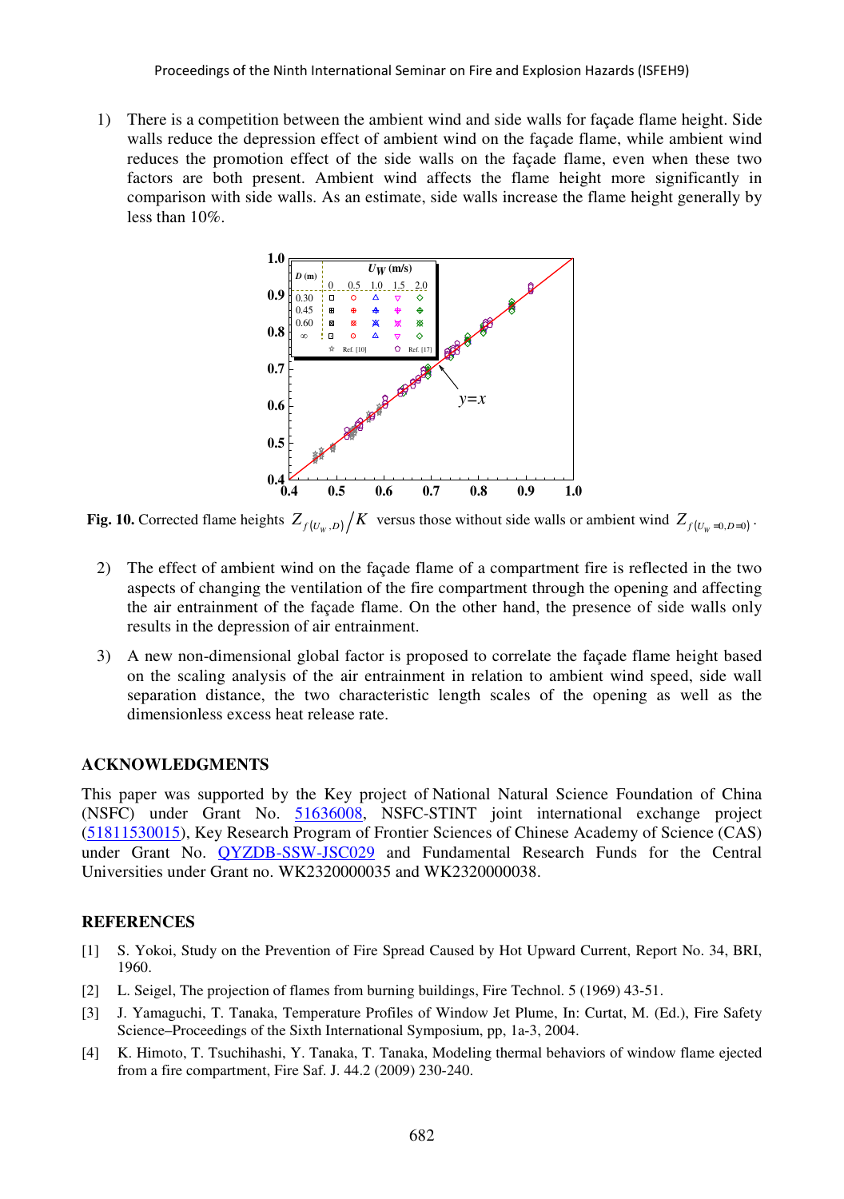1) There is a competition between the ambient wind and side walls for façade flame height. Side walls reduce the depression effect of ambient wind on the façade flame, while ambient wind reduces the promotion effect of the side walls on the façade flame, even when these two factors are both present. Ambient wind affects the flame height more significantly in comparison with side walls. As an estimate, side walls increase the flame height generally by less than 10%.

**Fig. 10.** Corrected flame heights $Z_{f(U_W,D)}/K$ versus those without side walls or ambient wind $Z_{f(U_W=0,D=0)}$.

2) The effect of ambient wind on the façade flame of a compartment fire is reflected in the two aspects of changing the ventilation of the fire compartment through the opening and affecting the air entrainment of the façade flame. On the other hand, the presence of side walls only results in the depression of air entrainment.

3) A new non-dimensional global factor is proposed to correlate the façade flame height based on the scaling analysis of the air entrainment in relation to ambient wind speed, side wall separation distance, the two characteristic length scales of the opening as well as the dimensionless excess heat release rate.

## ACKNOWLEDGMENTS

This paper was supported by the Key project of National Natural Science Foundation of China (NSFC) under Grant No. 51636008, NSFC-STINT joint international exchange project (51811530015), Key Research Program of Frontier Sciences of Chinese Academy of Science (CAS) under Grant No. QYZDB-SSW-JSC029 and Fundamental Research Funds for the Central Universities under Grant no. WK2320000035 and WK2320000038.

## REFERENCES

[1] S. Yokoi, Study on the Prevention of Fire Spread Caused by Hot Upward Current, Report No. 34, BRI, 1960.

[2] L. Seigel, The projection of flames from burning buildings, Fire Technol. 5 (1969) 43-51.

[3] J. Yamaguchi, T. Tanaka, Temperature Profiles of Window Jet Plume, In: Curtat, M. (Ed.), Fire Safety Science–Proceedings of the Sixth International Symposium, pp, 1a-3, 2004.

[4] K. Himoto, T. Tsuchihashi, Y. Tanaka, T. Tanaka, Modeling thermal behaviors of window flame ejected from a fire compartment, Fire Saf. J. 44.2 (2009) 230-240.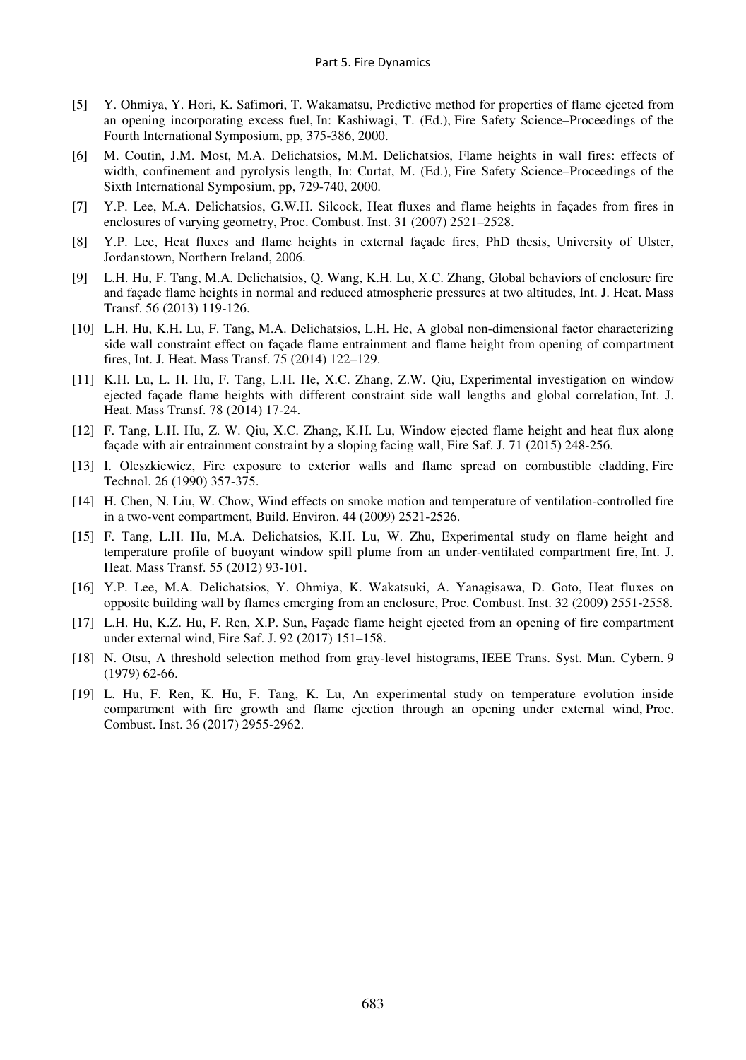[5] Y. Ohmiya, Y. Hori, K. Safimori, T. Wakamatsu, Predictive method for properties of flame ejected from an opening incorporating excess fuel, In: Kashiwagi, T. (Ed.), Fire Safety Science–Proceedings of the Fourth International Symposium, pp, 375-386, 2000.

[6] M. Coutin, J.M. Most, M.A. Delichatsios, M.M. Delichatsios, Flame heights in wall fires: effects of width, confinement and pyrolysis length, In: Curtat, M. (Ed.), Fire Safety Science–Proceedings of the Sixth International Symposium, pp, 729-740, 2000.

[7] Y.P. Lee, M.A. Delichatsios, G.W.H. Silcock, Heat fluxes and flame heights in façades from fires in enclosures of varying geometry, Proc. Combust. Inst. 31 (2007) 2521–2528.

[8] Y.P. Lee, Heat fluxes and flame heights in external façade fires, PhD thesis, University of Ulster, Jordanstown, Northern Ireland, 2006.

[9] L.H. Hu, F. Tang, M.A. Delichatsios, Q. Wang, K.H. Lu, X.C. Zhang, Global behaviors of enclosure fire and façade flame heights in normal and reduced atmospheric pressures at two altitudes, Int. J. Heat. Mass Transf. 56 (2013) 119-126.

[10] L.H. Hu, K.H. Lu, F. Tang, M.A. Delichatsios, L.H. He, A global non-dimensional factor characterizing side wall constraint effect on façade flame entrainment and flame height from opening of compartment fires, Int. J. Heat. Mass Transf. 75 (2014) 122–129.

[11] K.H. Lu, L. H. Hu, F. Tang, L.H. He, X.C. Zhang, Z.W. Qiu, Experimental investigation on window ejected façade flame heights with different constraint side wall lengths and global correlation, Int. J. Heat. Mass Transf. 78 (2014) 17-24.

[12] F. Tang, L.H. Hu, Z. W. Qiu, X.C. Zhang, K.H. Lu, Window ejected flame height and heat flux along façade with air entrainment constraint by a sloping facing wall, Fire Saf. J. 71 (2015) 248-256.

[13] I. Oleszkiewicz, Fire exposure to exterior walls and flame spread on combustible cladding, Fire Technol. 26 (1990) 357-375.

[14] H. Chen, N. Liu, W. Chow, Wind effects on smoke motion and temperature of ventilation-controlled fire in a two-vent compartment, Build. Environ. 44 (2009) 2521-2526.

[15] F. Tang, L.H. Hu, M.A. Delichatsios, K.H. Lu, W. Zhu, Experimental study on flame height and temperature profile of buoyant window spill plume from an under-ventilated compartment fire, Int. J. Heat. Mass Transf. 55 (2012) 93-101.

[16] Y.P. Lee, M.A. Delichatsios, Y. Ohmiya, K. Wakatsuki, A. Yanagisawa, D. Goto, Heat fluxes on opposite building wall by flames emerging from an enclosure, Proc. Combust. Inst. 32 (2009) 2551-2558.

[17] L.H. Hu, K.Z. Hu, F. Ren, X.P. Sun, Façade flame height ejected from an opening of fire compartment under external wind, Fire Saf. J. 92 (2017) 151–158.

[18] N. Otsu, A threshold selection method from gray-level histograms, IEEE Trans. Syst. Man. Cybern. 9 (1979) 62-66.

[19] L. Hu, F. Ren, K. Hu, F. Tang, K. Lu, An experimental study on temperature evolution inside compartment with fire growth and flame ejection through an opening under external wind, Proc. Combust. Inst. 36 (2017) 2955-2962.